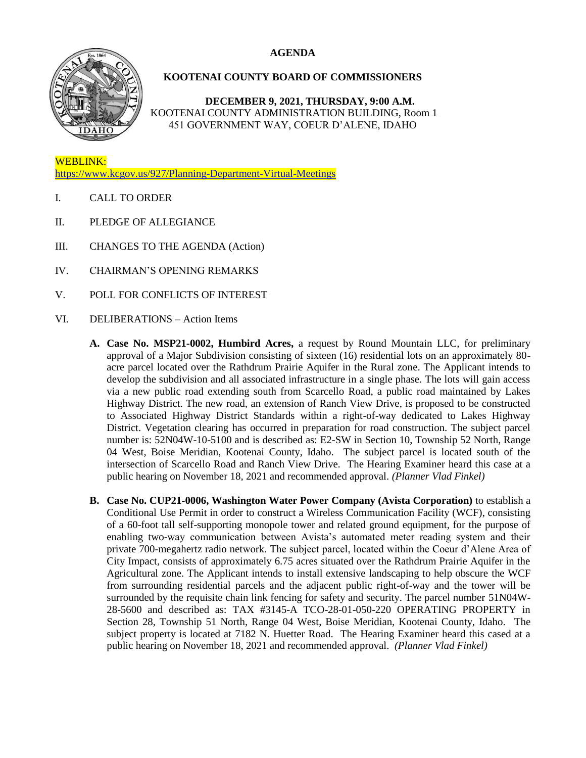# AGENDA

## KOOTENAI COUNTY BOARD OF COMMISSIONERS

**DECEMBER 9, 2021, THURSDAY, 9:00 A.M.**
KOOTENAI COUNTY ADMINISTRATION BUILDING, Room 1
451 GOVERNMENT WAY, COEUR D'ALENE, IDAHO

WEBLINK:
https://www.kcgov.us/927/Planning-Department-Virtual-Meetings

I. CALL TO ORDER

II. PLEDGE OF ALLEGIANCE

III. CHANGES TO THE AGENDA (Action)

IV. CHAIRMAN'S OPENING REMARKS

V. POLL FOR CONFLICTS OF INTEREST

VI. DELIBERATIONS – Action Items

**A. Case No. MSP21-0002, Humbird Acres,** a request by Round Mountain LLC, for preliminary approval of a Major Subdivision consisting of sixteen (16) residential lots on an approximately 80-acre parcel located over the Rathdrum Prairie Aquifer in the Rural zone. The Applicant intends to develop the subdivision and all associated infrastructure in a single phase. The lots will gain access via a new public road extending south from Scarcello Road, a public road maintained by Lakes Highway District. The new road, an extension of Ranch View Drive, is proposed to be constructed to Associated Highway District Standards within a right-of-way dedicated to Lakes Highway District. Vegetation clearing has occurred in preparation for road construction. The subject parcel number is: 52N04W-10-5100 and is described as: E2-SW in Section 10, Township 52 North, Range 04 West, Boise Meridian, Kootenai County, Idaho. The subject parcel is located south of the intersection of Scarcello Road and Ranch View Drive. The Hearing Examiner heard this case at a public hearing on November 18, 2021 and recommended approval. *(Planner Vlad Finkel)*

**B. Case No. CUP21-0006, Washington Water Power Company (Avista Corporation)** to establish a Conditional Use Permit in order to construct a Wireless Communication Facility (WCF), consisting of a 60-foot tall self-supporting monopole tower and related ground equipment, for the purpose of enabling two-way communication between Avista's automated meter reading system and their private 700-megahertz radio network. The subject parcel, located within the Coeur d'Alene Area of City Impact, consists of approximately 6.75 acres situated over the Rathdrum Prairie Aquifer in the Agricultural zone. The Applicant intends to install extensive landscaping to help obscure the WCF from surrounding residential parcels and the adjacent public right-of-way and the tower will be surrounded by the requisite chain link fencing for safety and security. The parcel number 51N04W-28-5600 and described as: TAX #3145-A TCO-28-01-050-220 OPERATING PROPERTY in Section 28, Township 51 North, Range 04 West, Boise Meridian, Kootenai County, Idaho. The subject property is located at 7182 N. Huetter Road. The Hearing Examiner heard this cased at a public hearing on November 18, 2021 and recommended approval. *(Planner Vlad Finkel)*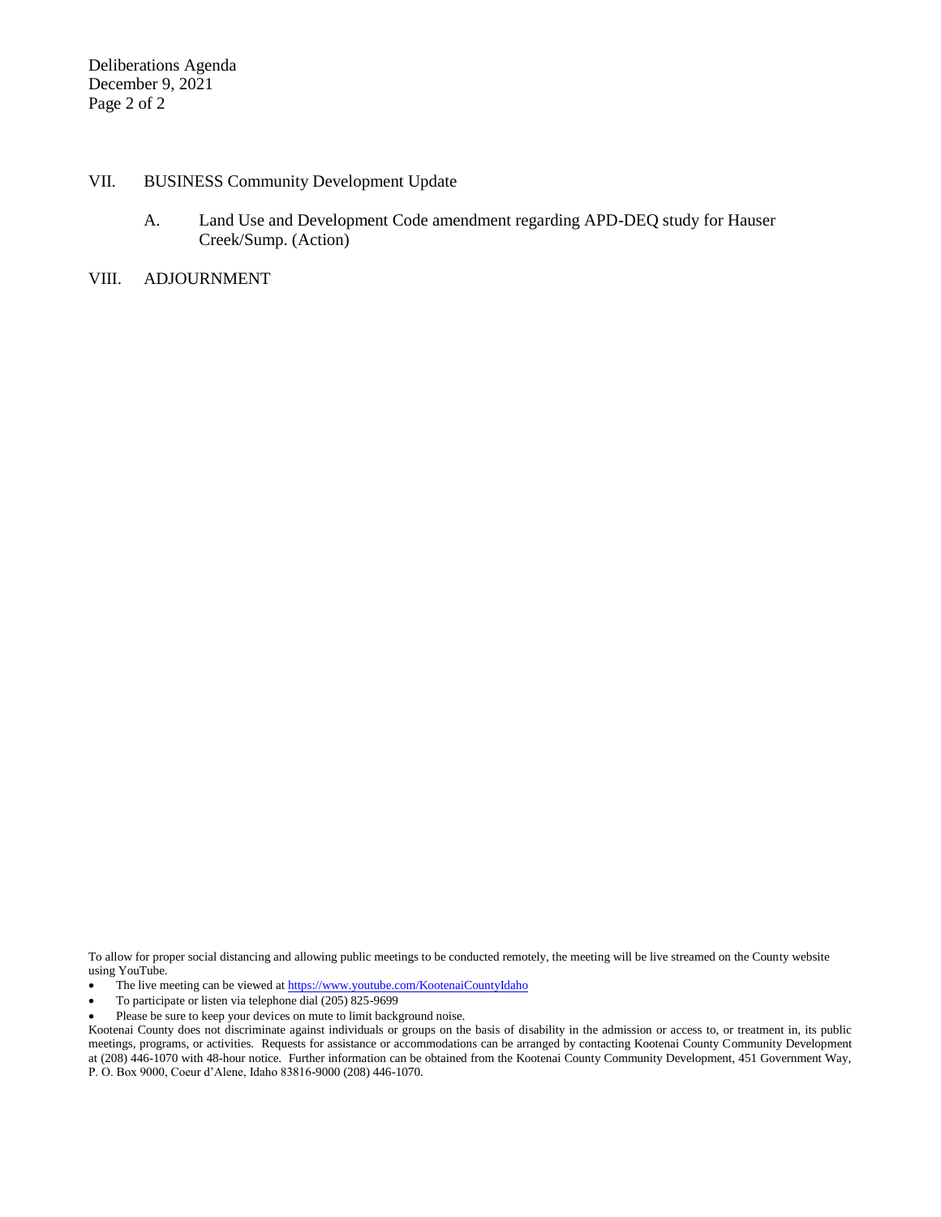VII. BUSINESS Community Development Update

A. Land Use and Development Code amendment regarding APD-DEQ study for Hauser Creek/Sump. (Action)

VIII. ADJOURNMENT

To allow for proper social distancing and allowing public meetings to be conducted remotely, the meeting will be live streamed on the County website using YouTube.

- The live meeting can be viewed at https://www.youtube.com/KootenaiCountyIdaho
- To participate or listen via telephone dial (205) 825-9699
- Please be sure to keep your devices on mute to limit background noise.

Kootenai County does not discriminate against individuals or groups on the basis of disability in the admission or access to, or treatment in, its public meetings, programs, or activities. Requests for assistance or accommodations can be arranged by contacting Kootenai County Community Development at (208) 446-1070 with 48-hour notice. Further information can be obtained from the Kootenai County Community Development, 451 Government Way, P. O. Box 9000, Coeur d'Alene, Idaho 83816-9000 (208) 446-1070.